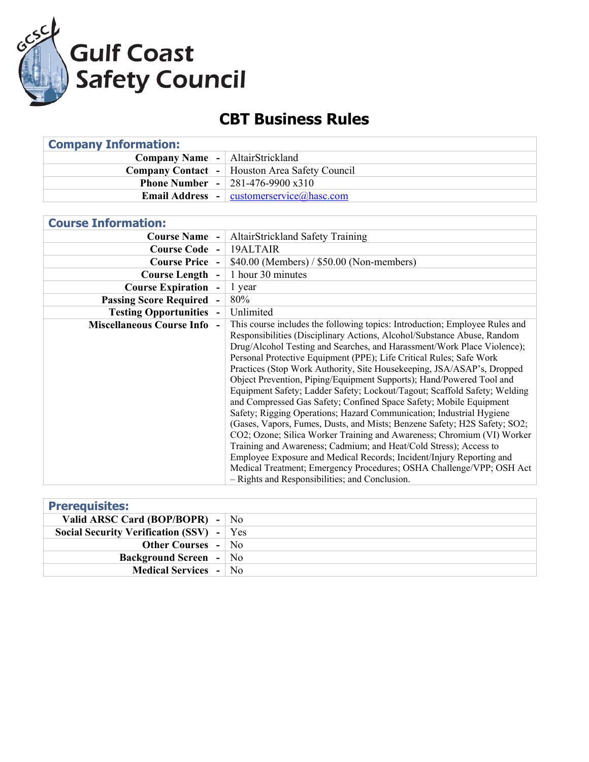# Gulf Coast Safety Council

## CBT Business Rules

| Company Information: | | |
|---|---|---|
| **Company Name** | - | AltairStrickland |
| **Company Contact** | - | Houston Area Safety Council |
| **Phone Number** | - | 281-476-9900 x310 |
| **Email Address** | - | customerservice@hasc.com |

| Course Information: | | |
|---|---|---|
| **Course Name** | - | AltairStrickland Safety Training |
| **Course Code** | - | 19ALTAIR |
| **Course Price** | - | $40.00 (Members) / $50.00 (Non-members) |
| **Course Length** | - | 1 hour 30 minutes |
| **Course Expiration** | - | 1 year |
| **Passing Score Required** | - | 80% |
| **Testing Opportunities** | - | Unlimited |
| **Miscellaneous Course Info** | - | This course includes the following topics: Introduction; Employee Rules and Responsibilities (Disciplinary Actions, Alcohol/Substance Abuse, Random Drug/Alcohol Testing and Searches, and Harassment/Work Place Violence); Personal Protective Equipment (PPE); Life Critical Rules; Safe Work Practices (Stop Work Authority, Site Housekeeping, JSA/ASAP's, Dropped Object Prevention, Piping/Equipment Supports); Hand/Powered Tool and Equipment Safety; Ladder Safety; Lockout/Tagout; Scaffold Safety; Welding and Compressed Gas Safety; Confined Space Safety; Mobile Equipment Safety; Rigging Operations; Hazard Communication; Industrial Hygiene (Gases, Vapors, Fumes, Dusts, and Mists; Benzene Safety; H2S Safety; SO2; CO2; Ozone; Silica Worker Training and Awareness; Chromium (VI) Worker Training and Awareness; Cadmium; and Heat/Cold Stress); Access to Employee Exposure and Medical Records; Incident/Injury Reporting and Medical Treatment; Emergency Procedures; OSHA Challenge/VPP; OSH Act – Rights and Responsibilities; and Conclusion. |

| Prerequisites: | | |
|---|---|---|
| **Valid ARSC Card (BOP/BOPR)** | - | No |
| **Social Security Verification (SSV)** | - | Yes |
| **Other Courses** | - | No |
| **Background Screen** | - | No |
| **Medical Services** | - | No |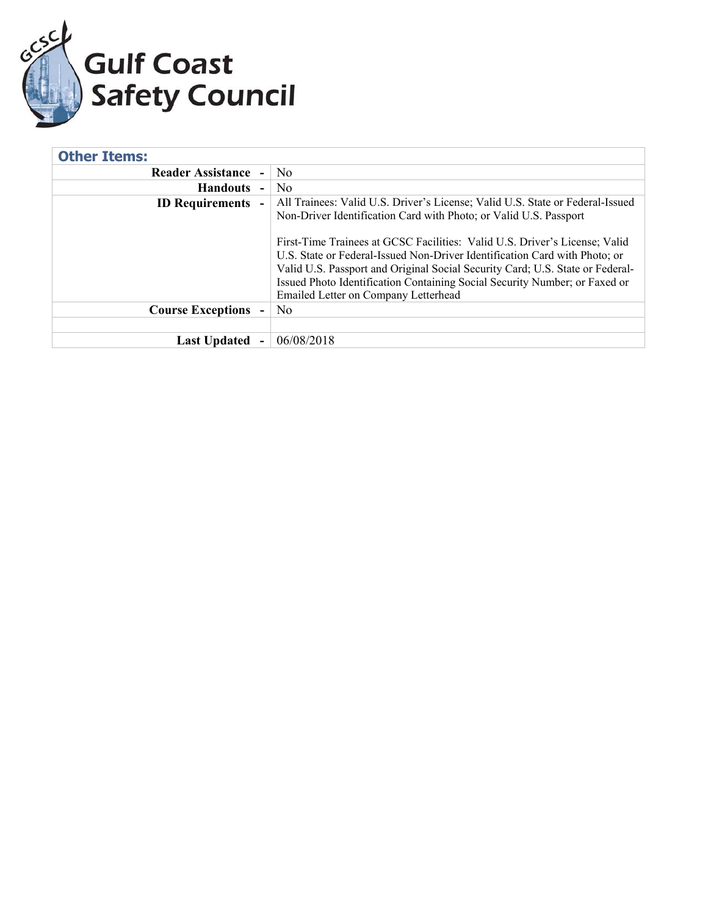# Gulf Coast Safety Council

| Other Items: | |
| --- | --- |
| **Reader Assistance -** | No |
| **Handouts -** | No |
| **ID Requirements -** | All Trainees: Valid U.S. Driver's License; Valid U.S. State or Federal-Issued Non-Driver Identification Card with Photo; or Valid U.S. Passport<br><br>First-Time Trainees at GCSC Facilities: Valid U.S. Driver's License; Valid U.S. State or Federal-Issued Non-Driver Identification Card with Photo; or Valid U.S. Passport and Original Social Security Card; U.S. State or Federal-Issued Photo Identification Containing Social Security Number; or Faxed or Emailed Letter on Company Letterhead |
| **Course Exceptions -** | No |
| | |
| **Last Updated -** | 06/08/2018 |